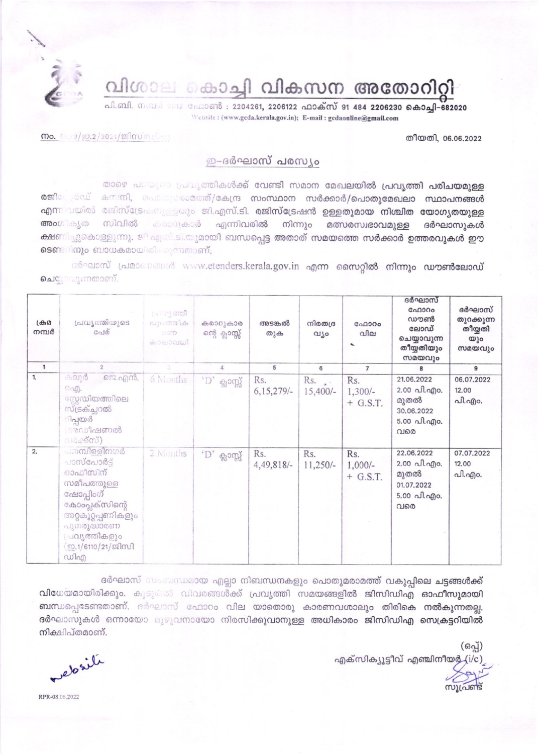# വിശാല കൊച്ചി വികസന അതോറിറ്റി

പി.ബി. നമ്പർ 2012 ഫോൺ : 2204261, 2206122 ഫാക്സ് 91 484 2206230 കൊച്ചി-682020

Website : (www.gcda.kerala.gov.in); E-mail : gcdaonline@gmail.com

നം. 6110/ഇ.2/2021/ജിസിഡിഎ

തീയതി, 06.06.2022

## ഇ-ദർഘാസ് പരസ്യം

താഴെ പറയുന്ന പ്രവൃത്തികൾക്ക് വേണ്ടി സമാന മേഖലയിൽ പ്രവൃത്തി പരിചയമുള്ള രജിസ്റ്റേർഡ് കമ്പനി, പൊതുമരാമത്ത്/കേന്ദ്ര സംസ്ഥാന സർക്കാർ/പൊതുമേഖലാ സ്ഥാപനങ്ങൾ എന്നിവയിൽ രജിസ്ട്രേഷനുള്ളതും ജി.എസ്.ടി. രജിസ്ട്രേഷൻ ഉള്ളതുമായ നിശ്ചിത യോഗ്യതയുള്ള അംഗീകൃത സിവിൽ കരാറുകാർ എന്നിവരിൽ നിന്നും മത്സരസ്വഭാവമുള്ള ദർഘാസുകൾ ക്ഷണിച്ചുകൊള്ളുന്നു. ജി.എസ്.ടി.യുമായി ബന്ധപ്പെട്ട അതാത് സമയത്തെ സർക്കാർ ഉത്തരവുകൾ ഈ ടെണ്ടറിനും ബാധകമായിരിക്കുന്നതാണ്.

ദർഘാസ് പ്രമാണങ്ങൾ www.etenders.kerala.gov.in എന്ന സൈറ്റിൽ നിന്നും ഡൗൺലോഡ് ചെയ്യാവുന്നതാണ്.

| ക്രമ നമ്പർ | പ്രവൃത്തിയുടെ പേര് | പ്രവൃത്തി പൂർത്തീകരണ കാലാവധി | കരാറുകാരന്റെ ക്ലാസ്സ് | അടങ്കൽ തുക | നിരതദ്രവ്യം | ഫോറം വില | ദർഘാസ് ഫോറം ഡൗൺലോഡ് ചെയ്യാവുന്ന തീയ്യതിയും സമയവും | ദർഘാസ് തുറക്കുന്ന തീയ്യതിയും സമയവും |
|---|---|---|---|---|---|---|---|---|
| 1 | 2 | 3 | 4 | 5 | 6 | 7 | 8 | 9 |
| 1. | കലൂർ ജെ.എൻ. ഐ. സ്റ്റേഡിയത്തിലെ സ്ട്രക്ച്ചറൽ റിപ്പയർ (അഡീഷണൽ വർക്ക്സ്) | 6 Months | 'D' ക്ലാസ്സ് | Rs. 6,15,279/- | Rs. 15,400/- | Rs. 1,300/- + G.S.T. | 21.06.2022 2.00 പി.എം. മുതൽ 30.06.2022 5.00 പി.എം. വരെ | 06.07.2022 12.00 പി.എം. |
| 2. | പനമ്പിള്ളിനഗർ പാസ്പോർട്ട് ഓഫീസിന് സമീപത്തുള്ള ഷോപ്പിംഗ് കോംപ്ലക്സിന്റെ അറ്റകുറ്റപ്പണികളും പുനരുദ്ധാരണ പ്രവൃത്തികളും (ഇ.1/6110/21/ജിസിഡിഎ) | 2 Months | 'D' ക്ലാസ്സ് | Rs. 4,49,818/- | Rs. 11,250/- | Rs. 1,000/- + G.S.T. | 22.06.2022 2.00 പി.എം. മുതൽ 01.07.2022 5.00 പി.എം. വരെ | 07.07.2022 12.00 പി.എം. |

ദർഘാസ് സംബന്ധമായ എല്ലാ നിബന്ധനകളും പൊതുമരാമത്ത് വകുപ്പിലെ ചട്ടങ്ങൾക്ക് വിധേയമായിരിക്കും. കൂടുതൽ വിവരങ്ങൾക്ക് പ്രവൃത്തി സമയങ്ങളിൽ ജിസിഡിഎ ഓഫീസുമായി ബന്ധപ്പെടേണ്ടതാണ്. ദർഘാസ് ഫോറം വില യാതൊരു കാരണവശാലും തിരികെ നൽകുന്നതല്ല. ദർഘാസുകൾ ഒന്നായോ മുഴുവനായോ നിരസിക്കുവാനുള്ള അധികാരം ജിസിഡിഎ സെക്രട്ടറിയിൽ നിക്ഷിപ്തമാണ്.

(ഒപ്പ്)
എക്സിക്യൂട്ടീവ് എഞ്ചിനീയർ (i/c)

സൂപ്രണ്ട്

website

RPR-08.06.2022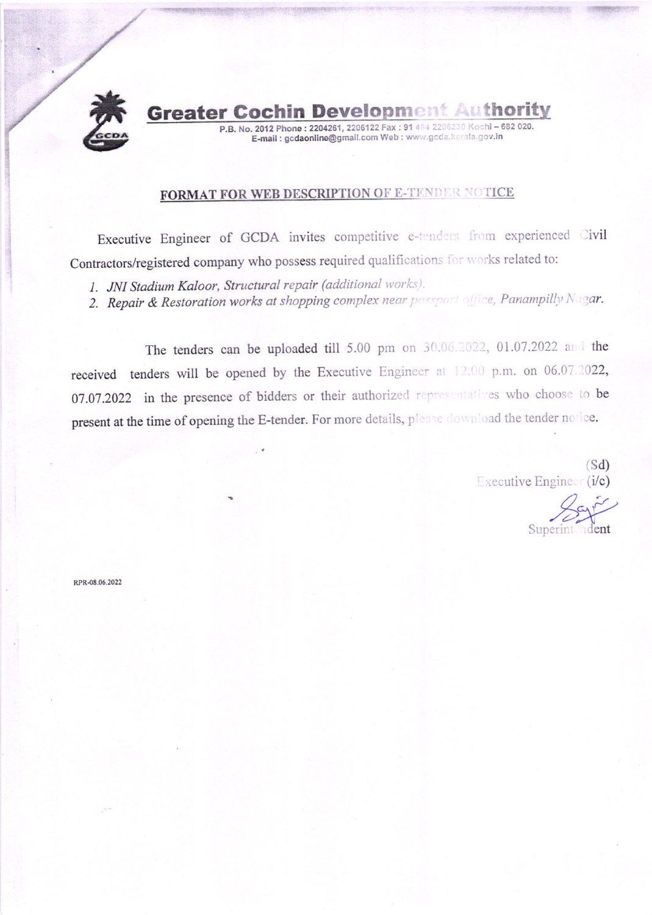# Greater Cochin Development Authority

P.B. No. 2012 Phone : 2204261, 2206122 Fax : 91 484 2206230 Kochi – 682 020.
E-mail : gcdaonline@gmail.com Web : www.gcda.kerala.gov.in

## FORMAT FOR WEB DESCRIPTION OF E-TENDER NOTICE

Executive Engineer of GCDA invites competitive e-tenders from experienced Civil Contractors/registered company who possess required qualifications for works related to:

1. *JNI Stadium Kaloor, Structural repair (additional works).*
2. *Repair & Restoration works at shopping complex near passport office, Panampilly Nagar.*

The tenders can be uploaded till 5.00 pm on 30.06.2022, 01.07.2022 and the received tenders will be opened by the Executive Engineer at 12.00 p.m. on 06.07.2022, 07.07.2022 in the presence of bidders or their authorized representatives who choose to be present at the time of opening the E-tender. For more details, please download the tender notice.

(Sd)
Executive Engineer (i/c)

Superintendent

RPR-08.06.2022